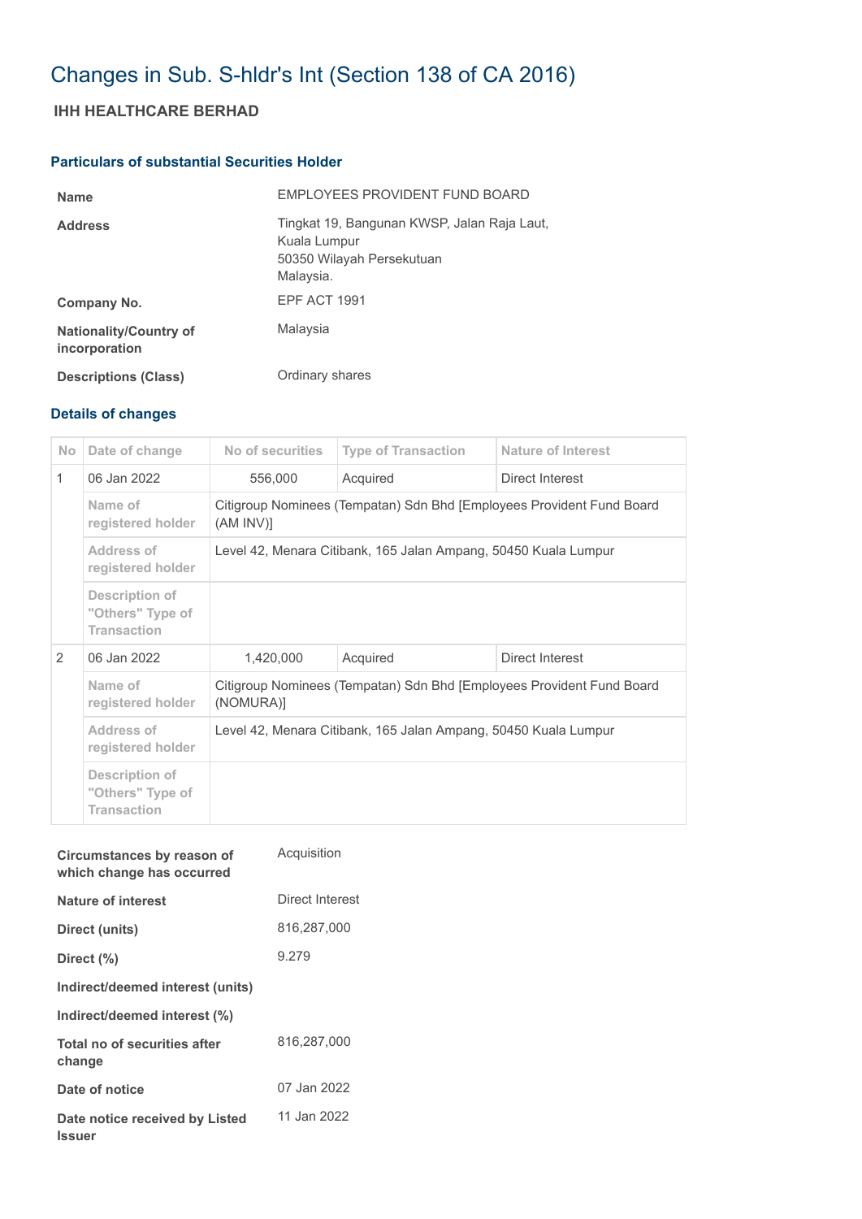# Changes in Sub. S-hldr's Int (Section 138 of CA 2016)

## IHH HEALTHCARE BERHAD

### Particulars of substantial Securities Holder

| | |
|---|---|
| **Name** | EMPLOYEES PROVIDENT FUND BOARD |
| **Address** | Tingkat 19, Bangunan KWSP, Jalan Raja Laut,<br>Kuala Lumpur<br>50350 Wilayah Persekutuan<br>Malaysia. |
| **Company No.** | EPF ACT 1991 |
| **Nationality/Country of incorporation** | Malaysia |
| **Descriptions (Class)** | Ordinary shares |

### Details of changes

| No | Date of change | No of securities | Type of Transaction | Nature of Interest |
|---|---|---|---|---|
| 1 | 06 Jan 2022 | 556,000 | Acquired | Direct Interest |
| | Name of registered holder | Citigroup Nominees (Tempatan) Sdn Bhd [Employees Provident Fund Board (AM INV)] | | |
| | Address of registered holder | Level 42, Menara Citibank, 165 Jalan Ampang, 50450 Kuala Lumpur | | |
| | Description of "Others" Type of Transaction | | | |
| 2 | 06 Jan 2022 | 1,420,000 | Acquired | Direct Interest |
| | Name of registered holder | Citigroup Nominees (Tempatan) Sdn Bhd [Employees Provident Fund Board (NOMURA)] | | |
| | Address of registered holder | Level 42, Menara Citibank, 165 Jalan Ampang, 50450 Kuala Lumpur | | |
| | Description of "Others" Type of Transaction | | | |

| | |
|---|---|
| **Circumstances by reason of which change has occurred** | Acquisition |
| **Nature of interest** | Direct Interest |
| **Direct (units)** | 816,287,000 |
| **Direct (%)** | 9.279 |
| **Indirect/deemed interest (units)** | |
| **Indirect/deemed interest (%)** | |
| **Total no of securities after change** | 816,287,000 |
| **Date of notice** | 07 Jan 2022 |
| **Date notice received by Listed Issuer** | 11 Jan 2022 |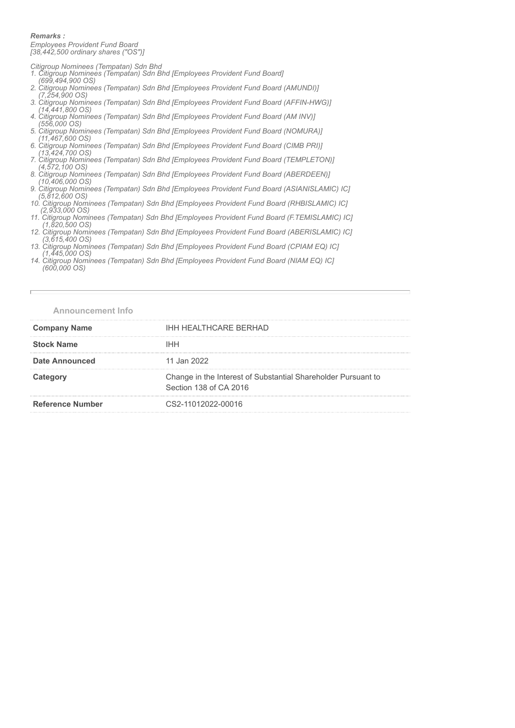***Remarks :***

*Employees Provident Fund Board*
*[38,442,500 ordinary shares ("OS")]*

*Citigroup Nominees (Tempatan) Sdn Bhd*

1. *Citigroup Nominees (Tempatan) Sdn Bhd [Employees Provident Fund Board]*
   *(699,494,900 OS)*
2. *Citigroup Nominees (Tempatan) Sdn Bhd [Employees Provident Fund Board (AMUNDI)]*
   *(7,254,900 OS)*
3. *Citigroup Nominees (Tempatan) Sdn Bhd [Employees Provident Fund Board (AFFIN-HWG)]*
   *(14,441,800 OS)*
4. *Citigroup Nominees (Tempatan) Sdn Bhd [Employees Provident Fund Board (AM INV)]*
   *(556,000 OS)*
5. *Citigroup Nominees (Tempatan) Sdn Bhd [Employees Provident Fund Board (NOMURA)]*
   *(11,467,600 OS)*
6. *Citigroup Nominees (Tempatan) Sdn Bhd [Employees Provident Fund Board (CIMB PRI)]*
   *(13,424,700 OS)*
7. *Citigroup Nominees (Tempatan) Sdn Bhd [Employees Provident Fund Board (TEMPLETON)]*
   *(4,572,100 OS)*
8. *Citigroup Nominees (Tempatan) Sdn Bhd [Employees Provident Fund Board (ABERDEEN)]*
   *(10,406,000 OS)*
9. *Citigroup Nominees (Tempatan) Sdn Bhd [Employees Provident Fund Board (ASIANISLAMIC) IC]*
   *(5,812,600 OS)*
10. *Citigroup Nominees (Tempatan) Sdn Bhd [Employees Provident Fund Board (RHBISLAMIC) IC]*
    *(2,933,000 OS)*
11. *Citigroup Nominees (Tempatan) Sdn Bhd [Employees Provident Fund Board (F.TEMISLAMIC) IC]*
    *(1,820,500 OS)*
12. *Citigroup Nominees (Tempatan) Sdn Bhd [Employees Provident Fund Board (ABERISLAMIC) IC]*
    *(3,615,400 OS)*
13. *Citigroup Nominees (Tempatan) Sdn Bhd [Employees Provident Fund Board (CPIAM EQ) IC]*
    *(1,445,000 OS)*
14. *Citigroup Nominees (Tempatan) Sdn Bhd [Employees Provident Fund Board (NIAM EQ) IC]*
    *(600,000 OS)*

## Announcement Info

| | |
|---|---|
| **Company Name** | IHH HEALTHCARE BERHAD |
| **Stock Name** | IHH |
| **Date Announced** | 11 Jan 2022 |
| **Category** | Change in the Interest of Substantial Shareholder Pursuant to Section 138 of CA 2016 |
| **Reference Number** | CS2-11012022-00016 |